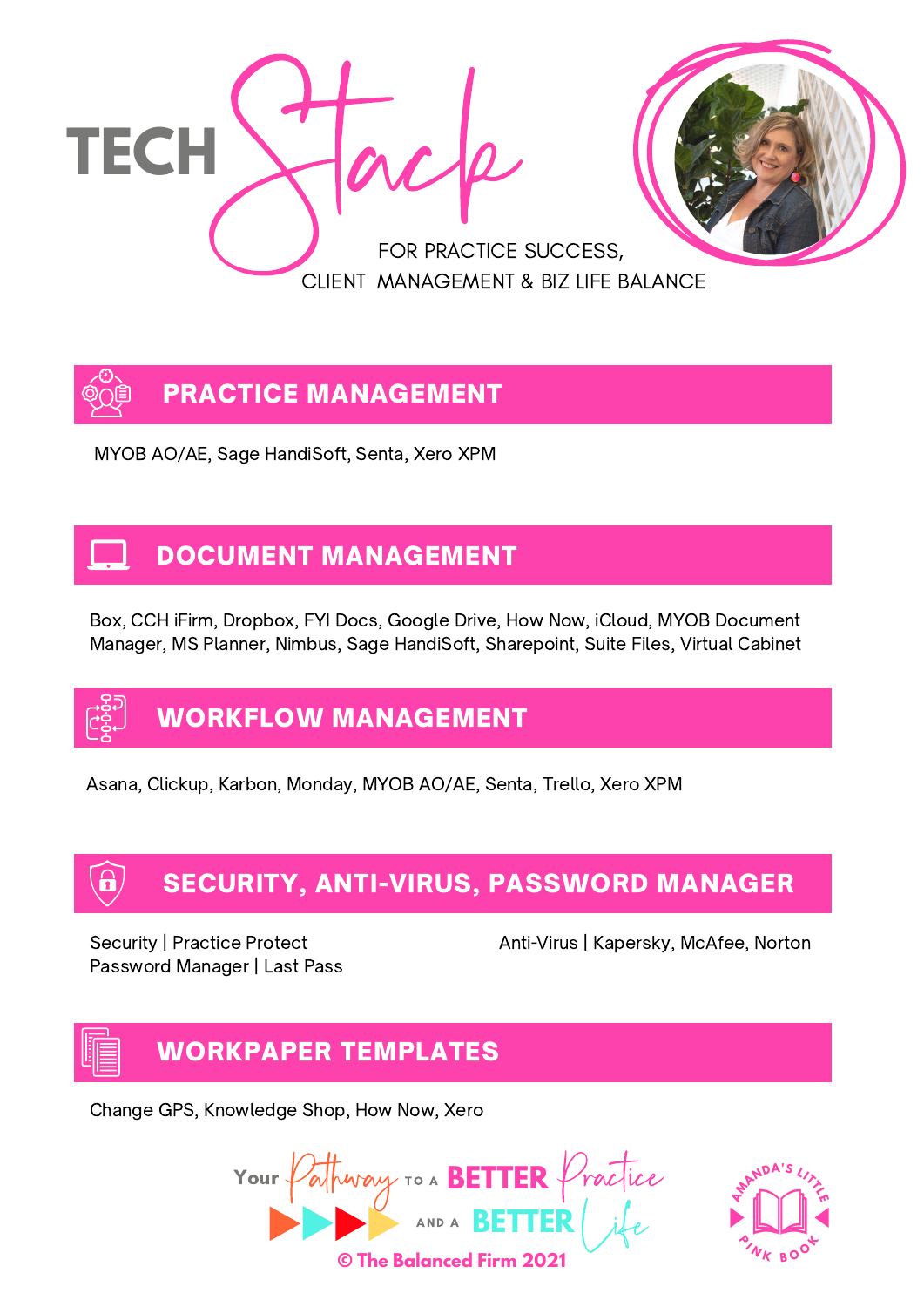# TECH Stack

FOR PRACTICE SUCCESS, CLIENT MANAGEMENT & BIZ LIFE BALANCE

## PRACTICE MANAGEMENT

MYOB AO/AE, Sage HandiSoft, Senta, Xero XPM

## DOCUMENT MANAGEMENT

Box, CCH iFirm, Dropbox, FYI Docs, Google Drive, How Now, iCloud, MYOB Document Manager, MS Planner, Nimbus, Sage HandiSoft, Sharepoint, Suite Files, Virtual Cabinet

## WORKFLOW MANAGEMENT

Asana, Clickup, Karbon, Monday, MYOB AO/AE, Senta, Trello, Xero XPM

## SECURITY, ANTI-VIRUS, PASSWORD MANAGER

Security | Practice Protect
Password Manager | Last Pass

Anti-Virus | Kapersky, McAfee, Norton

## WORKPAPER TEMPLATES

Change GPS, Knowledge Shop, How Now, Xero

Your Pathway to a BETTER Practice and a BETTER Life

© The Balanced Firm 2021

Amanda's Little Pink Book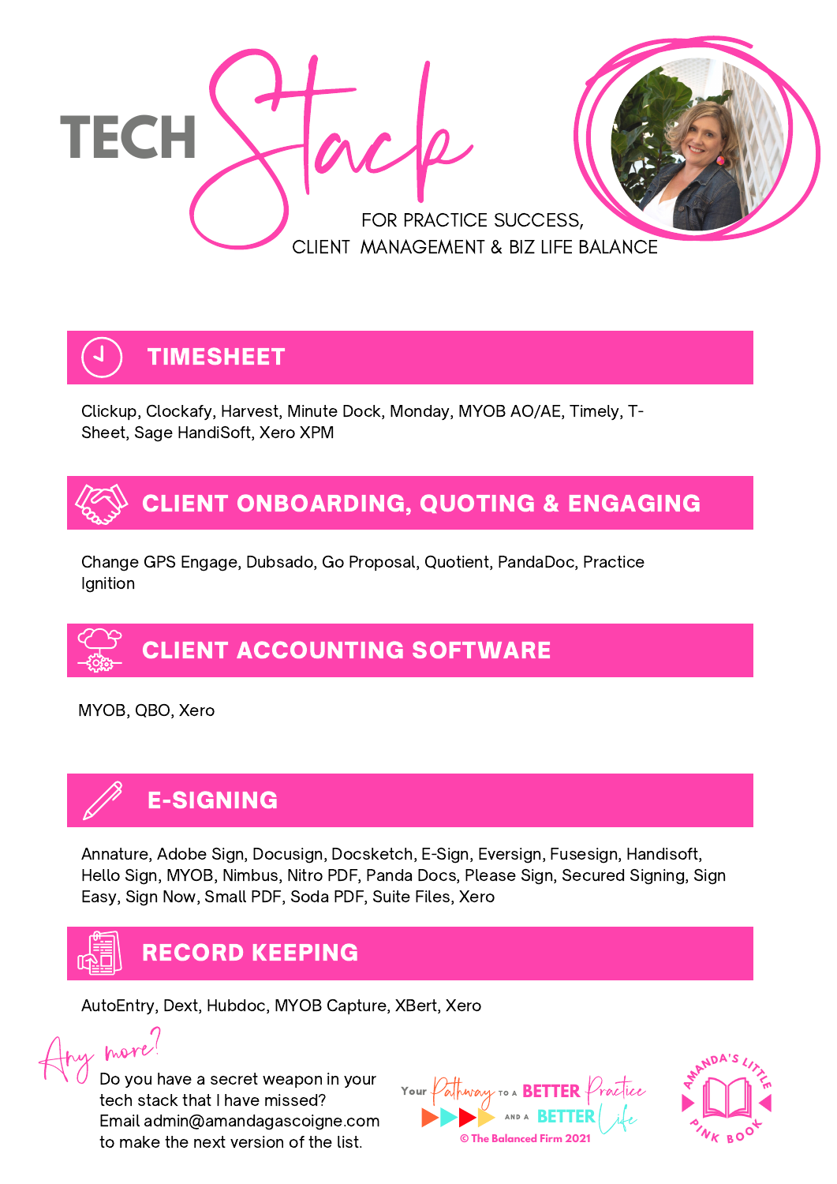# TECH Stack

FOR PRACTICE SUCCESS, CLIENT MANAGEMENT & BIZ LIFE BALANCE

## TIMESHEET

Clickup, Clockafy, Harvest, Minute Dock, Monday, MYOB AO/AE, Timely, T-Sheet, Sage HandiSoft, Xero XPM

## CLIENT ONBOARDING, QUOTING & ENGAGING

Change GPS Engage, Dubsado, Go Proposal, Quotient, PandaDoc, Practice Ignition

## CLIENT ACCOUNTING SOFTWARE

MYOB, QBO, Xero

## E-SIGNING

Annature, Adobe Sign, Docusign, Docsketch, E-Sign, Eversign, Fusesign, Handisoft, Hello Sign, MYOB, Nimbus, Nitro PDF, Panda Docs, Please Sign, Secured Signing, Sign Easy, Sign Now, Small PDF, Soda PDF, Suite Files, Xero

## RECORD KEEPING

AutoEntry, Dext, Hubdoc, MYOB Capture, XBert, Xero

*Any more?*

Do you have a secret weapon in your tech stack that I have missed? Email admin@amandagascoigne.com to make the next version of the list.

Your Pathway to a BETTER Practice and a BETTER Life

© The Balanced Firm 2021

AMANDA'S LITTLE PINK BOOK